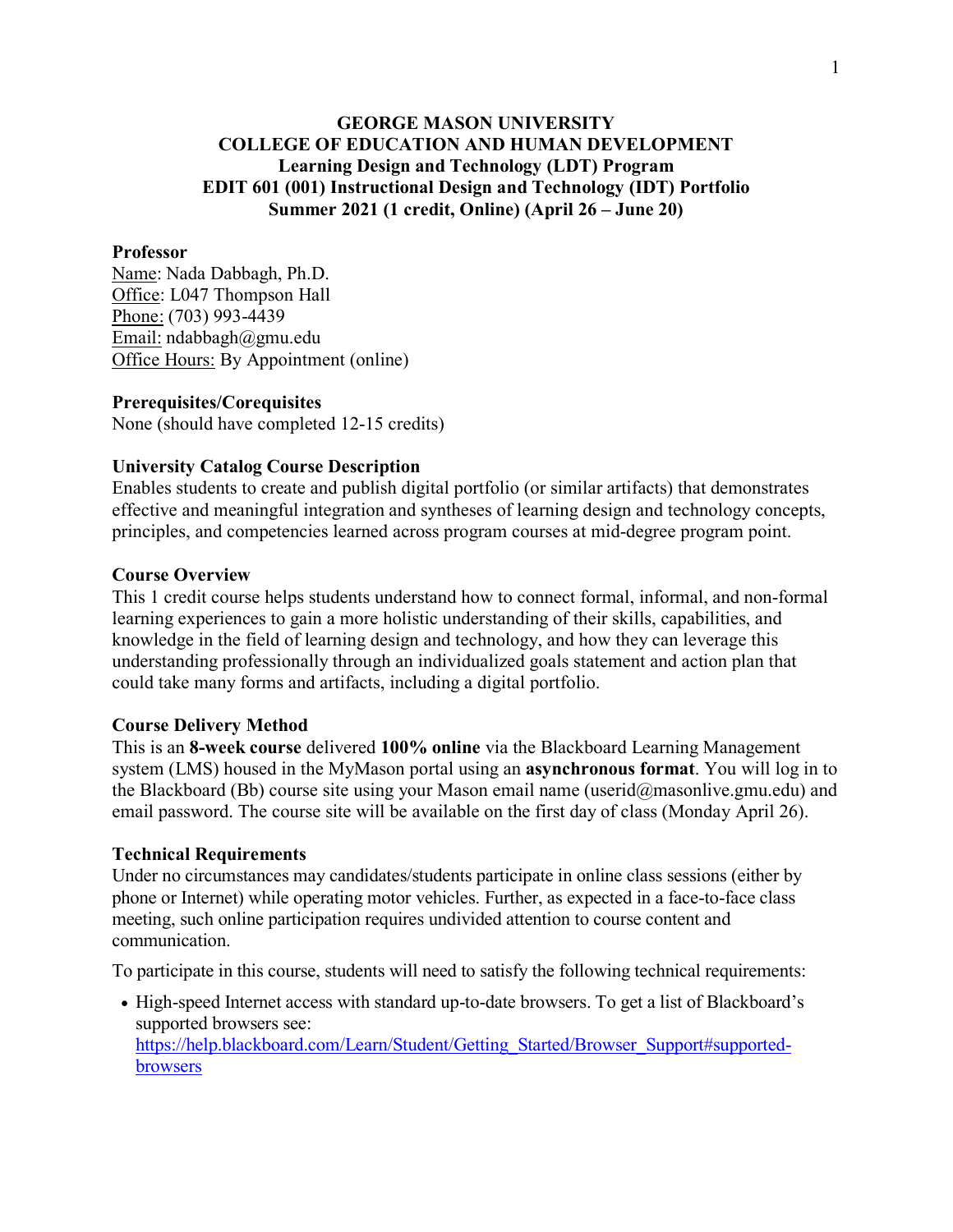**GEORGE MASON UNIVERSITY**
**COLLEGE OF EDUCATION AND HUMAN DEVELOPMENT**
**Learning Design and Technology (LDT) Program**
**EDIT 601 (001) Instructional Design and Technology (IDT) Portfolio**
**Summer 2021 (1 credit, Online) (April 26 – June 20)**

### Professor

Name: Nada Dabbagh, Ph.D.
Office: L047 Thompson Hall
Phone: (703) 993-4439
Email: ndabbagh@gmu.edu
Office Hours: By Appointment (online)

### Prerequisites/Corequisites

None (should have completed 12-15 credits)

### University Catalog Course Description

Enables students to create and publish digital portfolio (or similar artifacts) that demonstrates effective and meaningful integration and syntheses of learning design and technology concepts, principles, and competencies learned across program courses at mid-degree program point.

### Course Overview

This 1 credit course helps students understand how to connect formal, informal, and non-formal learning experiences to gain a more holistic understanding of their skills, capabilities, and knowledge in the field of learning design and technology, and how they can leverage this understanding professionally through an individualized goals statement and action plan that could take many forms and artifacts, including a digital portfolio.

### Course Delivery Method

This is an **8-week course** delivered **100% online** via the Blackboard Learning Management system (LMS) housed in the MyMason portal using an **asynchronous format**. You will log in to the Blackboard (Bb) course site using your Mason email name (userid@masonlive.gmu.edu) and email password. The course site will be available on the first day of class (Monday April 26).

### Technical Requirements

Under no circumstances may candidates/students participate in online class sessions (either by phone or Internet) while operating motor vehicles. Further, as expected in a face-to-face class meeting, such online participation requires undivided attention to course content and communication.

To participate in this course, students will need to satisfy the following technical requirements:

- High-speed Internet access with standard up-to-date browsers. To get a list of Blackboard's supported browsers see: https://help.blackboard.com/Learn/Student/Getting_Started/Browser_Support#supported-browsers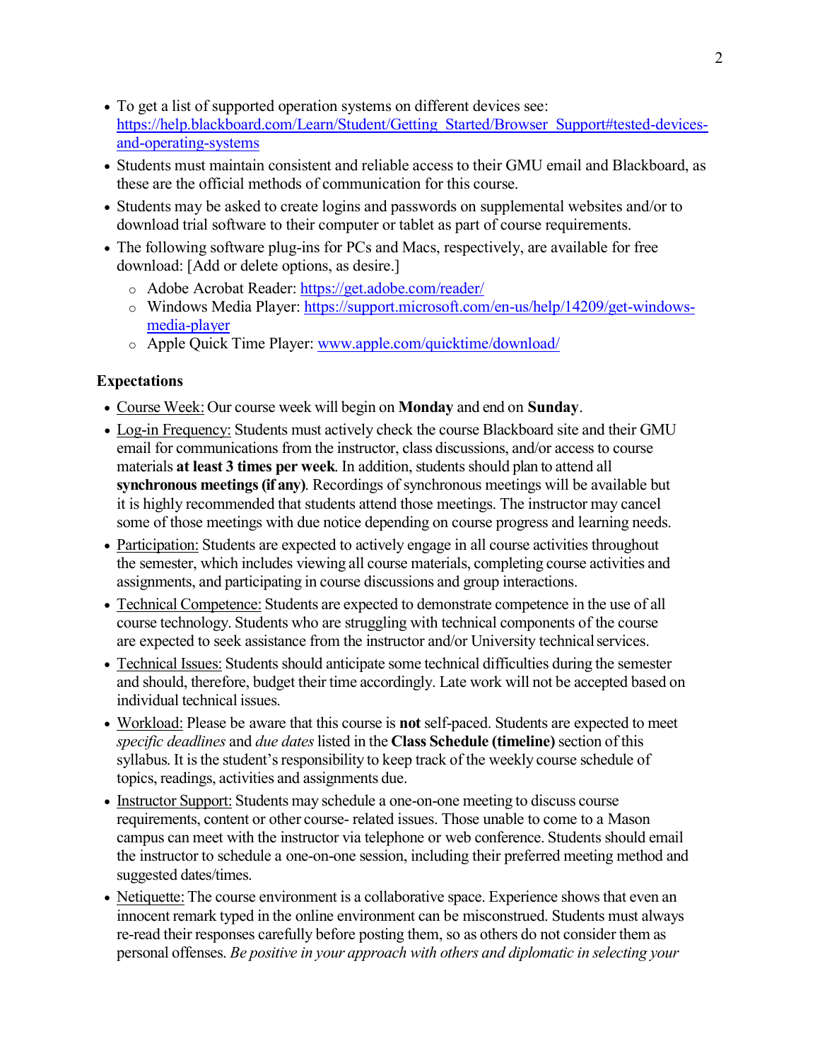- To get a list of supported operation systems on different devices see: https://help.blackboard.com/Learn/Student/Getting_Started/Browser_Support#tested-devices-and-operating-systems
- Students must maintain consistent and reliable access to their GMU email and Blackboard, as these are the official methods of communication for this course.
- Students may be asked to create logins and passwords on supplemental websites and/or to download trial software to their computer or tablet as part of course requirements.
- The following software plug-ins for PCs and Macs, respectively, are available for free download: [Add or delete options, as desire.]
  - Adobe Acrobat Reader: https://get.adobe.com/reader/
  - Windows Media Player: https://support.microsoft.com/en-us/help/14209/get-windows-media-player
  - Apple Quick Time Player: www.apple.com/quicktime/download/

**Expectations**

- Course Week: Our course week will begin on **Monday** and end on **Sunday**.
- Log-in Frequency: Students must actively check the course Blackboard site and their GMU email for communications from the instructor, class discussions, and/or access to course materials **at least 3 times per week**. In addition, students should plan to attend all **synchronous meetings (if any)**. Recordings of synchronous meetings will be available but it is highly recommended that students attend those meetings. The instructor may cancel some of those meetings with due notice depending on course progress and learning needs.
- Participation: Students are expected to actively engage in all course activities throughout the semester, which includes viewing all course materials, completing course activities and assignments, and participating in course discussions and group interactions.
- Technical Competence: Students are expected to demonstrate competence in the use of all course technology. Students who are struggling with technical components of the course are expected to seek assistance from the instructor and/or University technical services.
- Technical Issues: Students should anticipate some technical difficulties during the semester and should, therefore, budget their time accordingly. Late work will not be accepted based on individual technical issues.
- Workload: Please be aware that this course is **not** self-paced. Students are expected to meet *specific deadlines* and *due dates* listed in the **Class Schedule (timeline)** section of this syllabus. It is the student's responsibility to keep track of the weekly course schedule of topics, readings, activities and assignments due.
- Instructor Support: Students may schedule a one-on-one meeting to discuss course requirements, content or other course- related issues. Those unable to come to a Mason campus can meet with the instructor via telephone or web conference. Students should email the instructor to schedule a one-on-one session, including their preferred meeting method and suggested dates/times.
- Netiquette: The course environment is a collaborative space. Experience shows that even an innocent remark typed in the online environment can be misconstrued. Students must always re-read their responses carefully before posting them, so as others do not consider them as personal offenses. *Be positive in your approach with others and diplomatic in selecting your*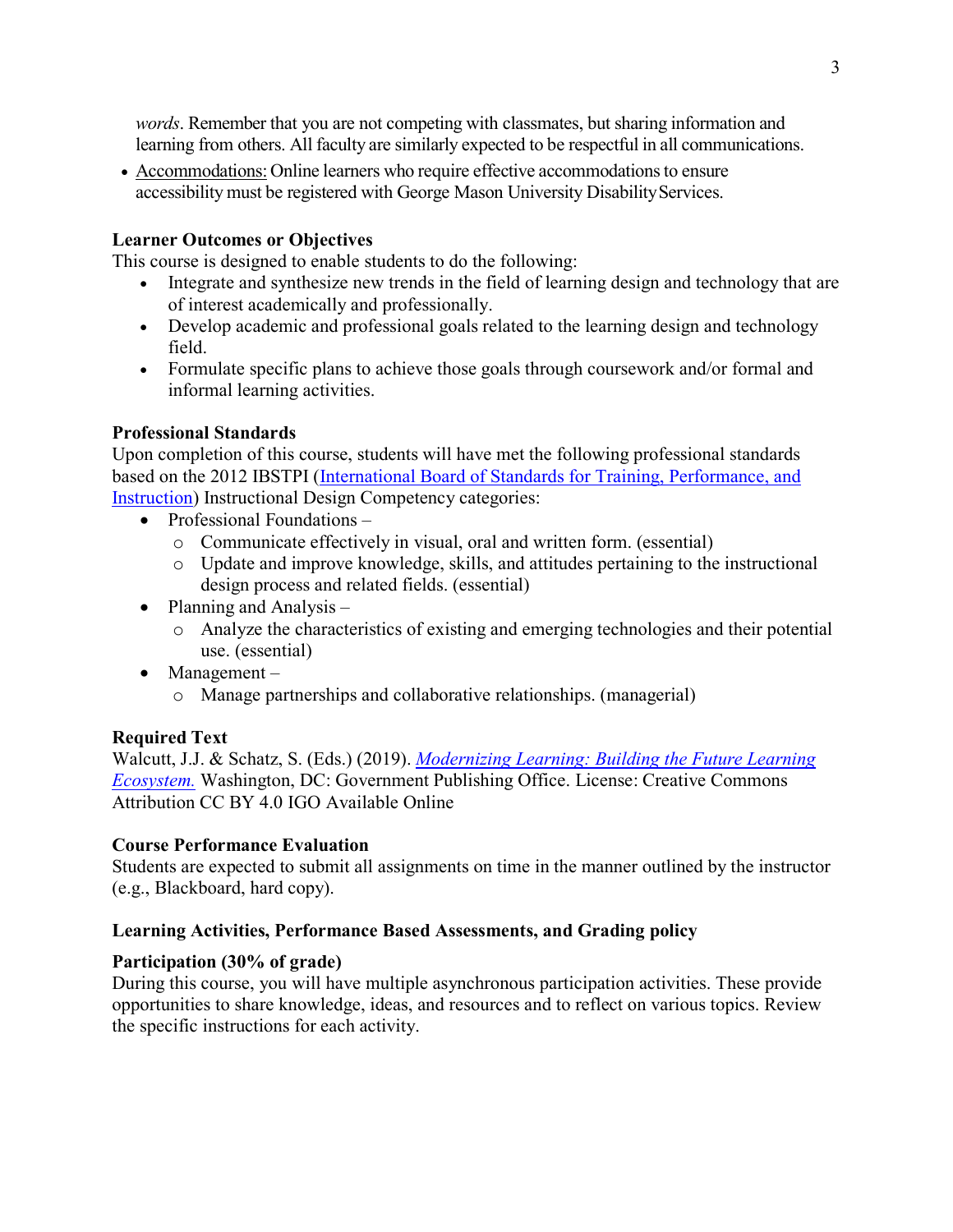*words*. Remember that you are not competing with classmates, but sharing information and learning from others. All faculty are similarly expected to be respectful in all communications.

- Accommodations: Online learners who require effective accommodations to ensure accessibility must be registered with George Mason University Disability Services.

**Learner Outcomes or Objectives**

This course is designed to enable students to do the following:

- Integrate and synthesize new trends in the field of learning design and technology that are of interest academically and professionally.
- Develop academic and professional goals related to the learning design and technology field.
- Formulate specific plans to achieve those goals through coursework and/or formal and informal learning activities.

**Professional Standards**

Upon completion of this course, students will have met the following professional standards based on the 2012 IBSTPI (International Board of Standards for Training, Performance, and Instruction) Instructional Design Competency categories:

- Professional Foundations –
  - Communicate effectively in visual, oral and written form. (essential)
  - Update and improve knowledge, skills, and attitudes pertaining to the instructional design process and related fields. (essential)
- Planning and Analysis –
  - Analyze the characteristics of existing and emerging technologies and their potential use. (essential)
- Management –
  - Manage partnerships and collaborative relationships. (managerial)

**Required Text**

Walcutt, J.J. & Schatz, S. (Eds.) (2019). *Modernizing Learning: Building the Future Learning Ecosystem.* Washington, DC: Government Publishing Office. License: Creative Commons Attribution CC BY 4.0 IGO Available Online

**Course Performance Evaluation**

Students are expected to submit all assignments on time in the manner outlined by the instructor (e.g., Blackboard, hard copy).

**Learning Activities, Performance Based Assessments, and Grading policy**

**Participation (30% of grade)**

During this course, you will have multiple asynchronous participation activities. These provide opportunities to share knowledge, ideas, and resources and to reflect on various topics. Review the specific instructions for each activity.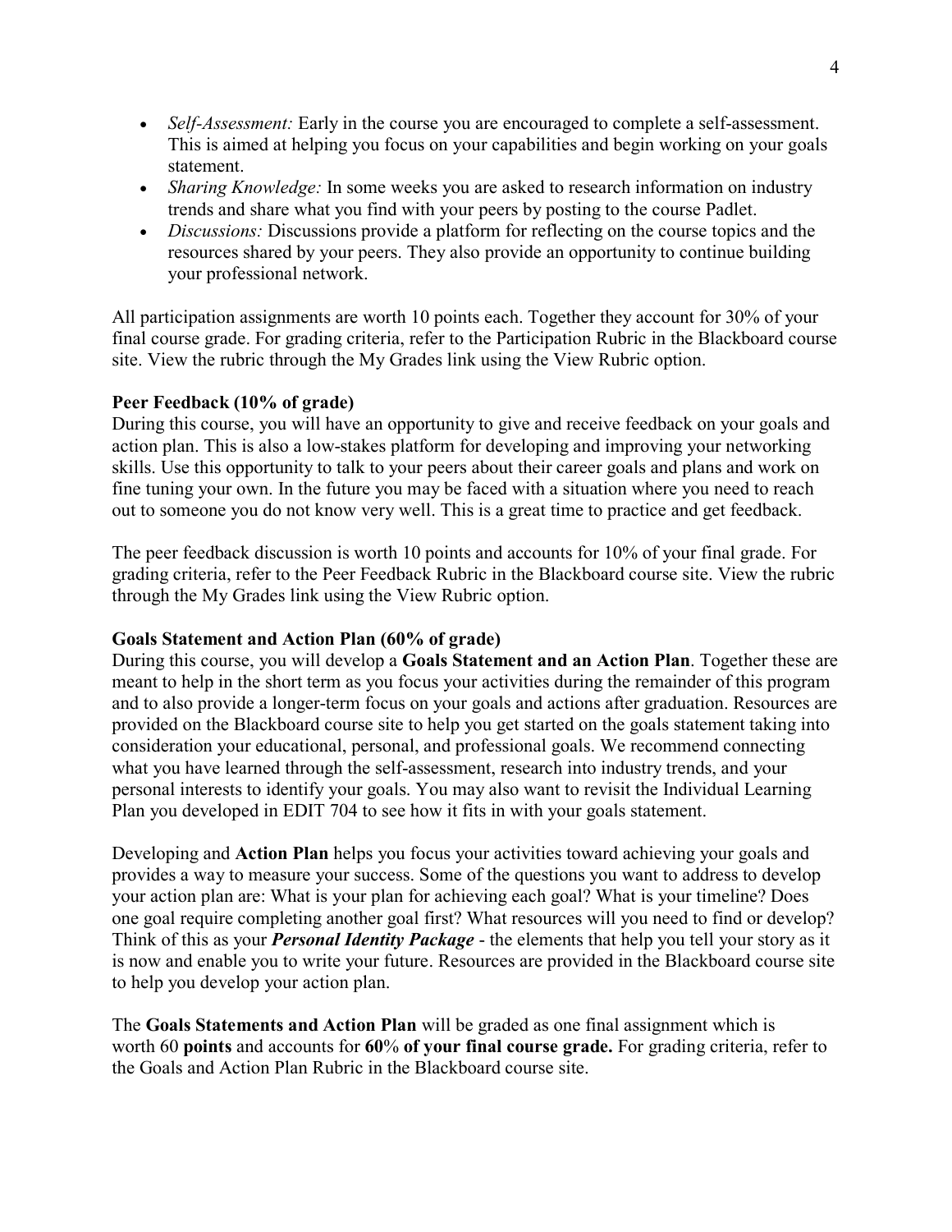- *Self-Assessment:* Early in the course you are encouraged to complete a self-assessment. This is aimed at helping you focus on your capabilities and begin working on your goals statement.
- *Sharing Knowledge:* In some weeks you are asked to research information on industry trends and share what you find with your peers by posting to the course Padlet.
- *Discussions:* Discussions provide a platform for reflecting on the course topics and the resources shared by your peers. They also provide an opportunity to continue building your professional network.

All participation assignments are worth 10 points each. Together they account for 30% of your final course grade. For grading criteria, refer to the Participation Rubric in the Blackboard course site. View the rubric through the My Grades link using the View Rubric option.

**Peer Feedback (10% of grade)**

During this course, you will have an opportunity to give and receive feedback on your goals and action plan. This is also a low-stakes platform for developing and improving your networking skills. Use this opportunity to talk to your peers about their career goals and plans and work on fine tuning your own. In the future you may be faced with a situation where you need to reach out to someone you do not know very well. This is a great time to practice and get feedback.

The peer feedback discussion is worth 10 points and accounts for 10% of your final grade. For grading criteria, refer to the Peer Feedback Rubric in the Blackboard course site. View the rubric through the My Grades link using the View Rubric option.

**Goals Statement and Action Plan (60% of grade)**

During this course, you will develop a **Goals Statement and an Action Plan**. Together these are meant to help in the short term as you focus your activities during the remainder of this program and to also provide a longer-term focus on your goals and actions after graduation. Resources are provided on the Blackboard course site to help you get started on the goals statement taking into consideration your educational, personal, and professional goals. We recommend connecting what you have learned through the self-assessment, research into industry trends, and your personal interests to identify your goals. You may also want to revisit the Individual Learning Plan you developed in EDIT 704 to see how it fits in with your goals statement.

Developing and **Action Plan** helps you focus your activities toward achieving your goals and provides a way to measure your success. Some of the questions you want to address to develop your action plan are: What is your plan for achieving each goal? What is your timeline? Does one goal require completing another goal first? What resources will you need to find or develop? Think of this as your ***Personal Identity Package*** - the elements that help you tell your story as it is now and enable you to write your future. Resources are provided in the Blackboard course site to help you develop your action plan.

The **Goals Statements and Action Plan** will be graded as one final assignment which is worth 60 **points** and accounts for **60% of your final course grade.** For grading criteria, refer to the Goals and Action Plan Rubric in the Blackboard course site.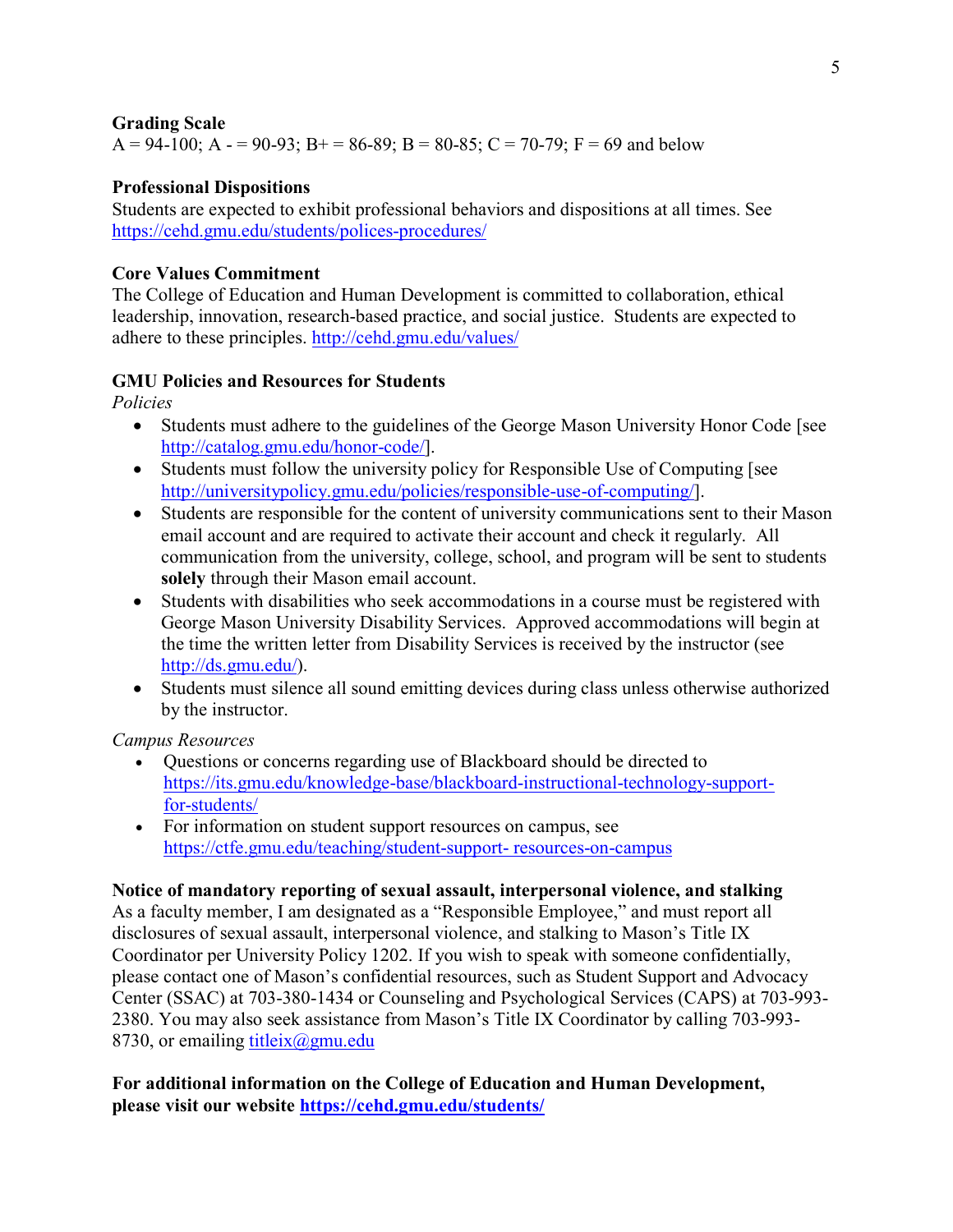**Grading Scale**
A = 94-100; A - = 90-93; B+ = 86-89; B = 80-85; C = 70-79; F = 69 and below

**Professional Dispositions**
Students are expected to exhibit professional behaviors and dispositions at all times. See https://cehd.gmu.edu/students/polices-procedures/

**Core Values Commitment**
The College of Education and Human Development is committed to collaboration, ethical leadership, innovation, research-based practice, and social justice. Students are expected to adhere to these principles. http://cehd.gmu.edu/values/

**GMU Policies and Resources for Students**
*Policies*
- Students must adhere to the guidelines of the George Mason University Honor Code [see http://catalog.gmu.edu/honor-code/].
- Students must follow the university policy for Responsible Use of Computing [see http://universitypolicy.gmu.edu/policies/responsible-use-of-computing/].
- Students are responsible for the content of university communications sent to their Mason email account and are required to activate their account and check it regularly. All communication from the university, college, school, and program will be sent to students **solely** through their Mason email account.
- Students with disabilities who seek accommodations in a course must be registered with George Mason University Disability Services. Approved accommodations will begin at the time the written letter from Disability Services is received by the instructor (see http://ds.gmu.edu/).
- Students must silence all sound emitting devices during class unless otherwise authorized by the instructor.

*Campus Resources*
- Questions or concerns regarding use of Blackboard should be directed to https://its.gmu.edu/knowledge-base/blackboard-instructional-technology-support-for-students/
- For information on student support resources on campus, see https://ctfe.gmu.edu/teaching/student-support- resources-on-campus

**Notice of mandatory reporting of sexual assault, interpersonal violence, and stalking**
As a faculty member, I am designated as a "Responsible Employee," and must report all disclosures of sexual assault, interpersonal violence, and stalking to Mason's Title IX Coordinator per University Policy 1202. If you wish to speak with someone confidentially, please contact one of Mason's confidential resources, such as Student Support and Advocacy Center (SSAC) at 703-380-1434 or Counseling and Psychological Services (CAPS) at 703-993-2380. You may also seek assistance from Mason's Title IX Coordinator by calling 703-993-8730, or emailing titleix@gmu.edu

**For additional information on the College of Education and Human Development, please visit our website https://cehd.gmu.edu/students/**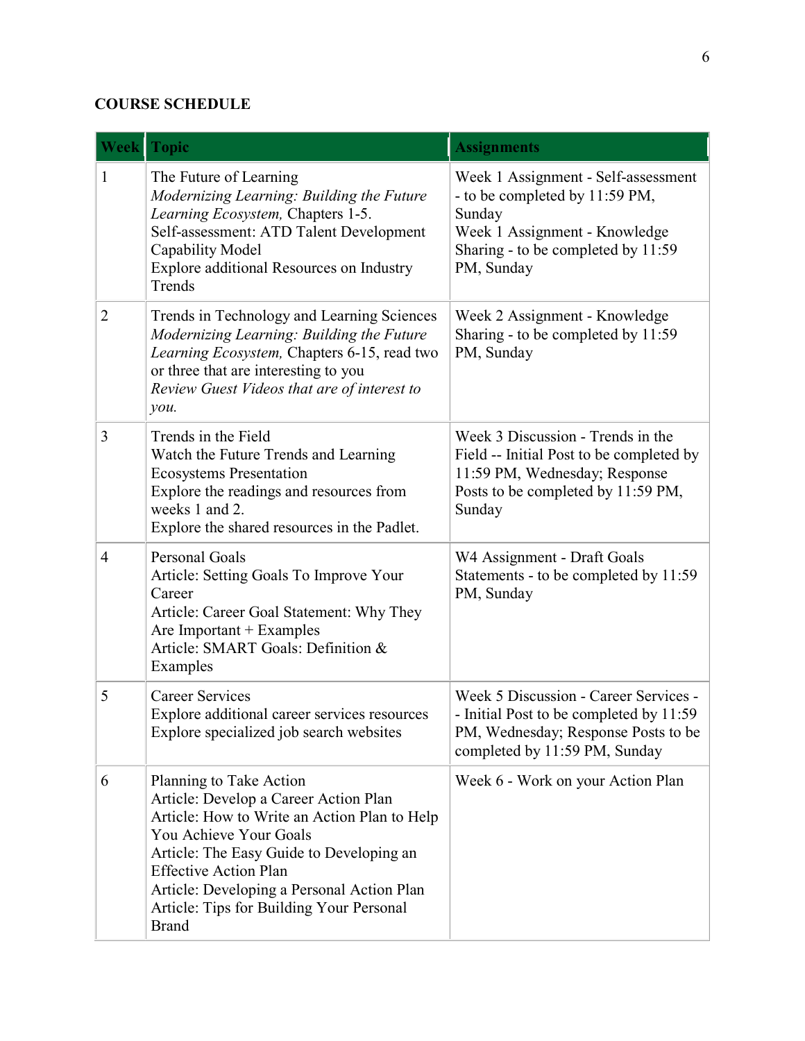**COURSE SCHEDULE**

| Week | Topic | Assignments |
|---|---|---|
| 1 | The Future of Learning<br>*Modernizing Learning: Building the Future Learning Ecosystem,* Chapters 1-5.<br>Self-assessment: ATD Talent Development Capability Model<br>Explore additional Resources on Industry Trends | Week 1 Assignment - Self-assessment - to be completed by 11:59 PM, Sunday<br>Week 1 Assignment - Knowledge Sharing - to be completed by 11:59 PM, Sunday |
| 2 | Trends in Technology and Learning Sciences<br>*Modernizing Learning: Building the Future Learning Ecosystem,* Chapters 6-15, read two or three that are interesting to you<br>*Review Guest Videos that are of interest to you.* | Week 2 Assignment - Knowledge Sharing - to be completed by 11:59 PM, Sunday |
| 3 | Trends in the Field<br>Watch the Future Trends and Learning Ecosystems Presentation<br>Explore the readings and resources from weeks 1 and 2.<br>Explore the shared resources in the Padlet. | Week 3 Discussion - Trends in the Field -- Initial Post to be completed by 11:59 PM, Wednesday; Response Posts to be completed by 11:59 PM, Sunday |
| 4 | Personal Goals<br>Article: Setting Goals To Improve Your Career<br>Article: Career Goal Statement: Why They Are Important + Examples<br>Article: SMART Goals: Definition & Examples | W4 Assignment - Draft Goals Statements - to be completed by 11:59 PM, Sunday |
| 5 | Career Services<br>Explore additional career services resources<br>Explore specialized job search websites | Week 5 Discussion - Career Services - - Initial Post to be completed by 11:59 PM, Wednesday; Response Posts to be completed by 11:59 PM, Sunday |
| 6 | Planning to Take Action<br>Article: Develop a Career Action Plan<br>Article: How to Write an Action Plan to Help You Achieve Your Goals<br>Article: The Easy Guide to Developing an Effective Action Plan<br>Article: Developing a Personal Action Plan<br>Article: Tips for Building Your Personal Brand | Week 6 - Work on your Action Plan |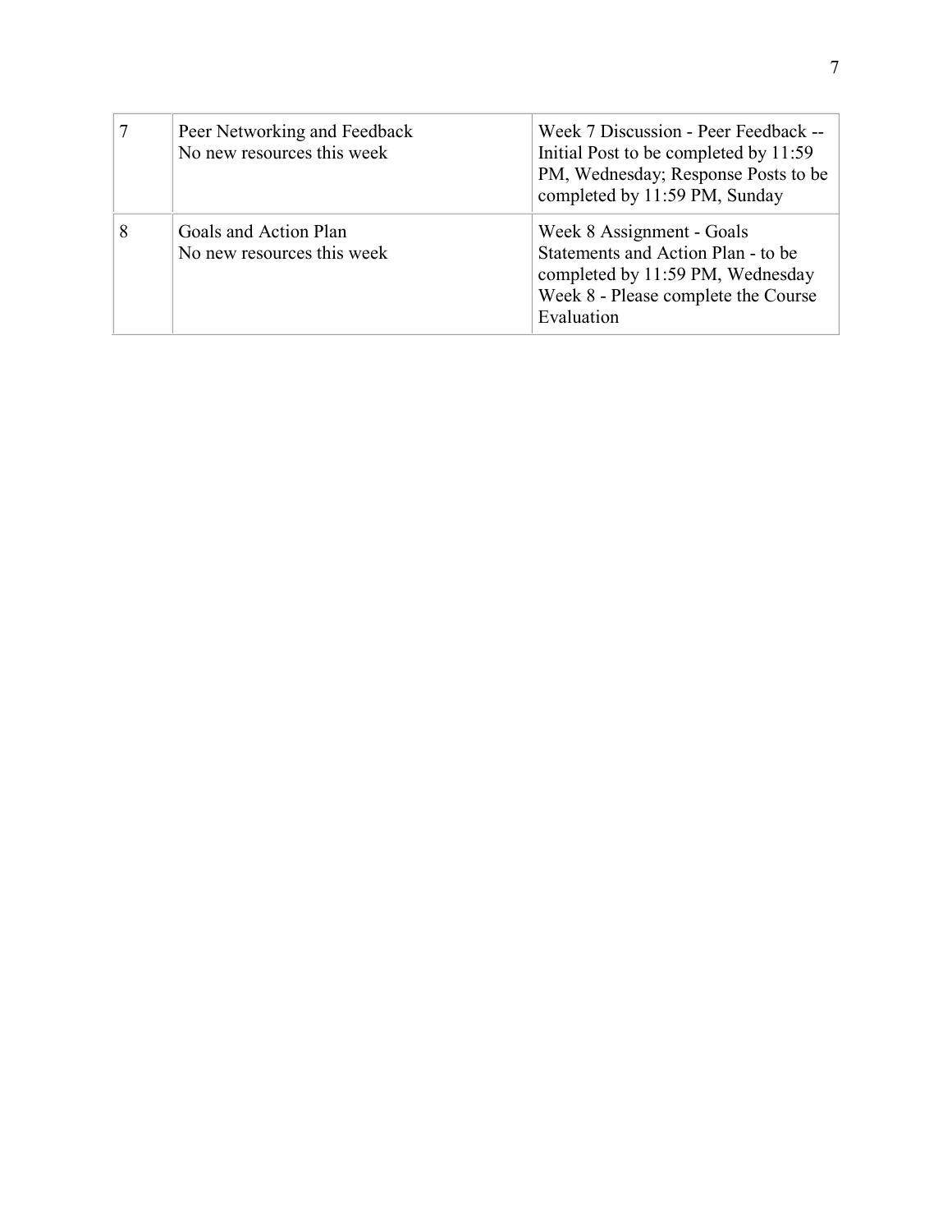| | | |
|---|---|---|
| 7 | Peer Networking and Feedback<br>No new resources this week | Week 7 Discussion - Peer Feedback -- Initial Post to be completed by 11:59 PM, Wednesday; Response Posts to be completed by 11:59 PM, Sunday |
| 8 | Goals and Action Plan<br>No new resources this week | Week 8 Assignment - Goals Statements and Action Plan - to be completed by 11:59 PM, Wednesday<br>Week 8 - Please complete the Course Evaluation |